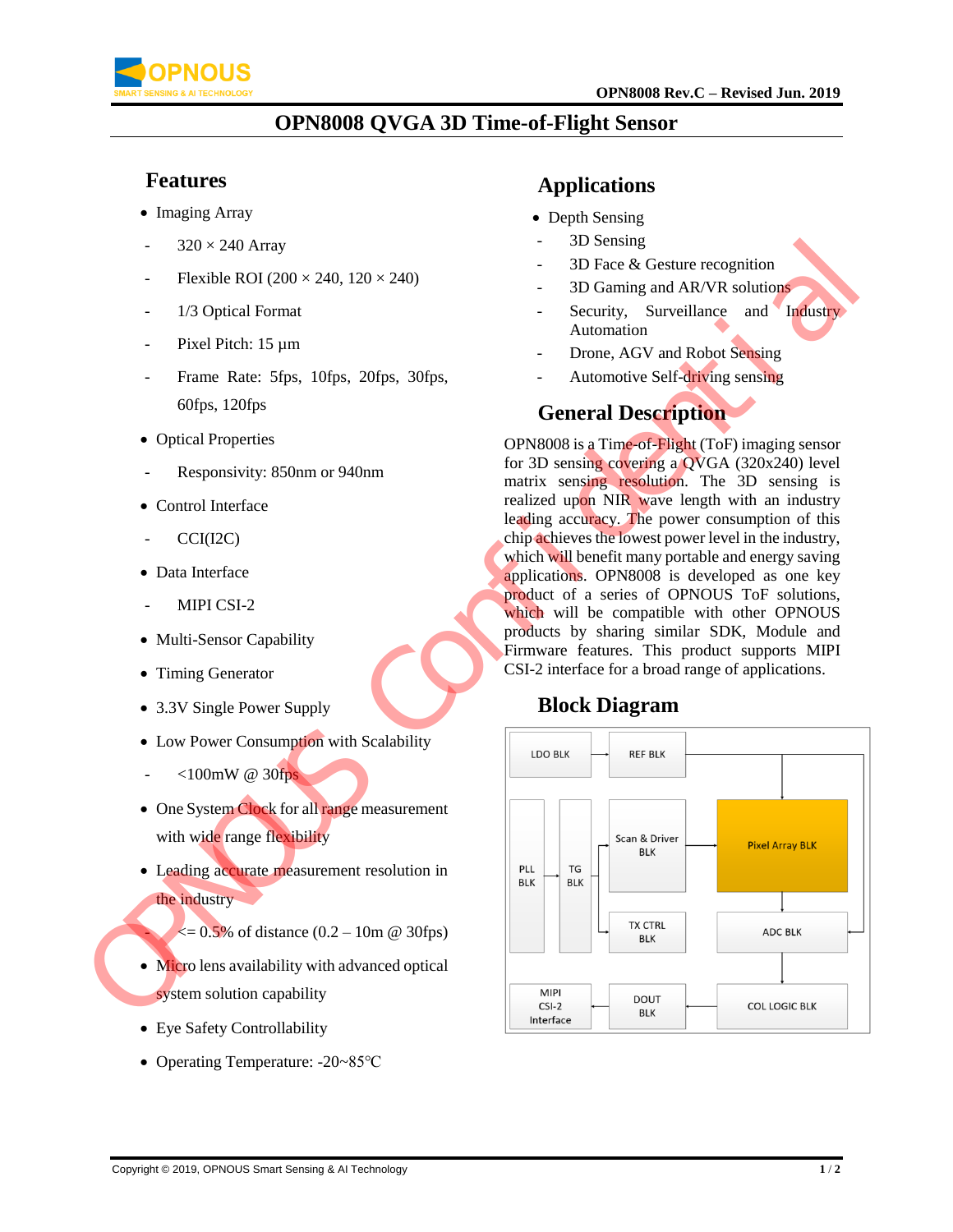# OPN8008 QVGA 3D Time-of-Flight Sensor

## Features

- Imaging Array
  - 320 × 240 Array
  - Flexible ROI (200 × 240, 120 × 240)
  - 1/3 Optical Format
  - Pixel Pitch: 15 μm
  - Frame Rate: 5fps, 10fps, 20fps, 30fps, 60fps, 120fps
- Optical Properties
  - Responsivity: 850nm or 940nm
- Control Interface
  - CCI(I2C)
- Data Interface
  - MIPI CSI-2
- Multi-Sensor Capability
- Timing Generator
- 3.3V Single Power Supply
- Low Power Consumption with Scalability
  - <100mW @ 30fps
- One System Clock for all range measurement with wide range flexibility
- Leading accurate measurement resolution in the industry
  - <= 0.5% of distance (0.2 – 10m @ 30fps)
- Micro lens availability with advanced optical system solution capability
- Eye Safety Controllability
- Operating Temperature: -20~85℃

## Applications

- Depth Sensing
  - 3D Sensing
  - 3D Face & Gesture recognition
  - 3D Gaming and AR/VR solutions
  - Security, Surveillance and Industry Automation
  - Drone, AGV and Robot Sensing
  - Automotive Self-driving sensing

## General Description

OPN8008 is a Time-of-Flight (ToF) imaging sensor for 3D sensing covering a QVGA (320x240) level matrix sensing resolution. The 3D sensing is realized upon NIR wave length with an industry leading accuracy. The power consumption of this chip achieves the lowest power level in the industry, which will benefit many portable and energy saving applications. OPN8008 is developed as one key product of a series of OPNOUS ToF solutions, which will be compatible with other OPNOUS products by sharing similar SDK, Module and Firmware features. This product supports MIPI CSI-2 interface for a broad range of applications.

## Block Diagram

LDO BLK → REF BLK

PLL BLK → TG BLK → Scan & Driver BLK → Pixel Array BLK

TG BLK → TX CTRL BLK

Pixel Array BLK → ADC BLK → COL LOGIC BLK → DOUT BLK → MIPI CSI-2 Interface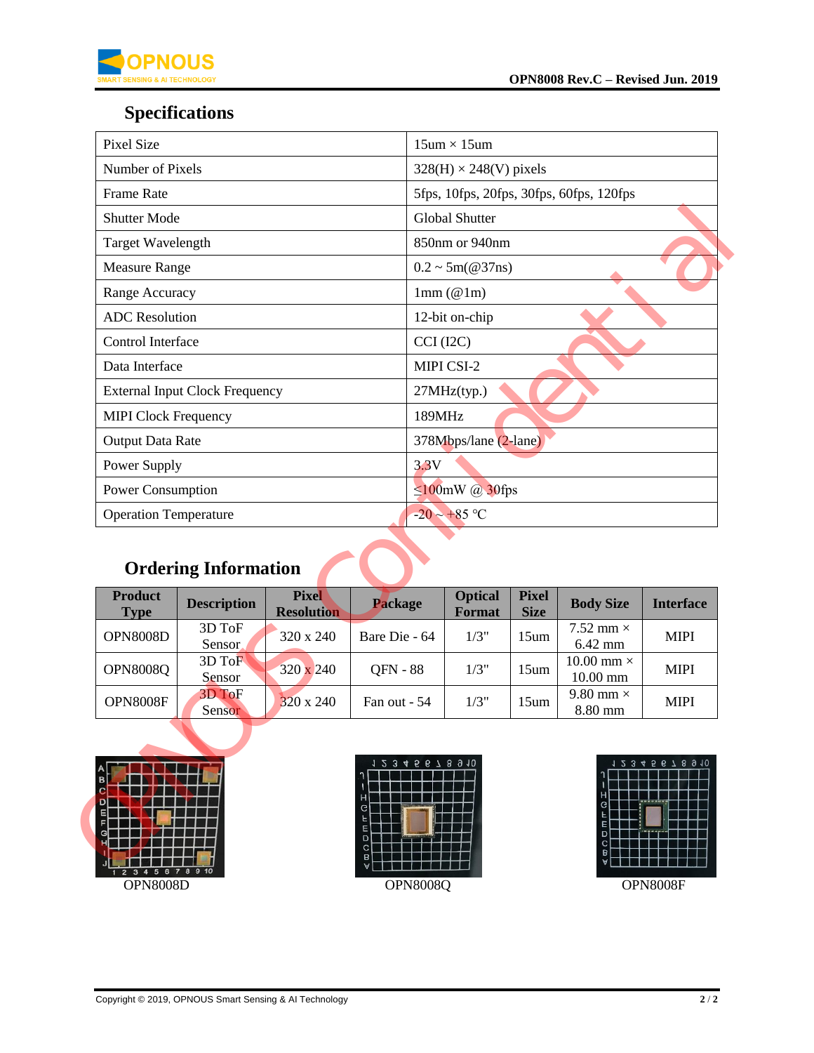## Specifications

| | |
|---|---|
| Pixel Size | 15um × 15um |
| Number of Pixels | 328(H) × 248(V) pixels |
| Frame Rate | 5fps, 10fps, 20fps, 30fps, 60fps, 120fps |
| Shutter Mode | Global Shutter |
| Target Wavelength | 850nm or 940nm |
| Measure Range | 0.2 ~ 5m(@37ns) |
| Range Accuracy | 1mm (@1m) |
| ADC Resolution | 12-bit on-chip |
| Control Interface | CCI (I2C) |
| Data Interface | MIPI CSI-2 |
| External Input Clock Frequency | 27MHz(typ.) |
| MIPI Clock Frequency | 189MHz |
| Output Data Rate | 378Mbps/lane (2-lane) |
| Power Supply | 3.3V |
| Power Consumption | ≤100mW @ 30fps |
| Operation Temperature | -20 ~ +85 ℃ |

## Ordering Information

| Product Type | Description | Pixel Resolution | Package | Optical Format | Pixel Size | Body Size | Interface |
|---|---|---|---|---|---|---|---|
| OPN8008D | 3D ToF Sensor | 320 x 240 | Bare Die - 64 | 1/3" | 15um | 7.52 mm × 6.42 mm | MIPI |
| OPN8008Q | 3D ToF Sensor | 320 x 240 | QFN - 88 | 1/3" | 15um | 10.00 mm × 10.00 mm | MIPI |
| OPN8008F | 3D ToF Sensor | 320 x 240 | Fan out - 54 | 1/3" | 15um | 9.80 mm × 8.80 mm | MIPI |

OPN8008D

OPN8008Q

OPN8008F